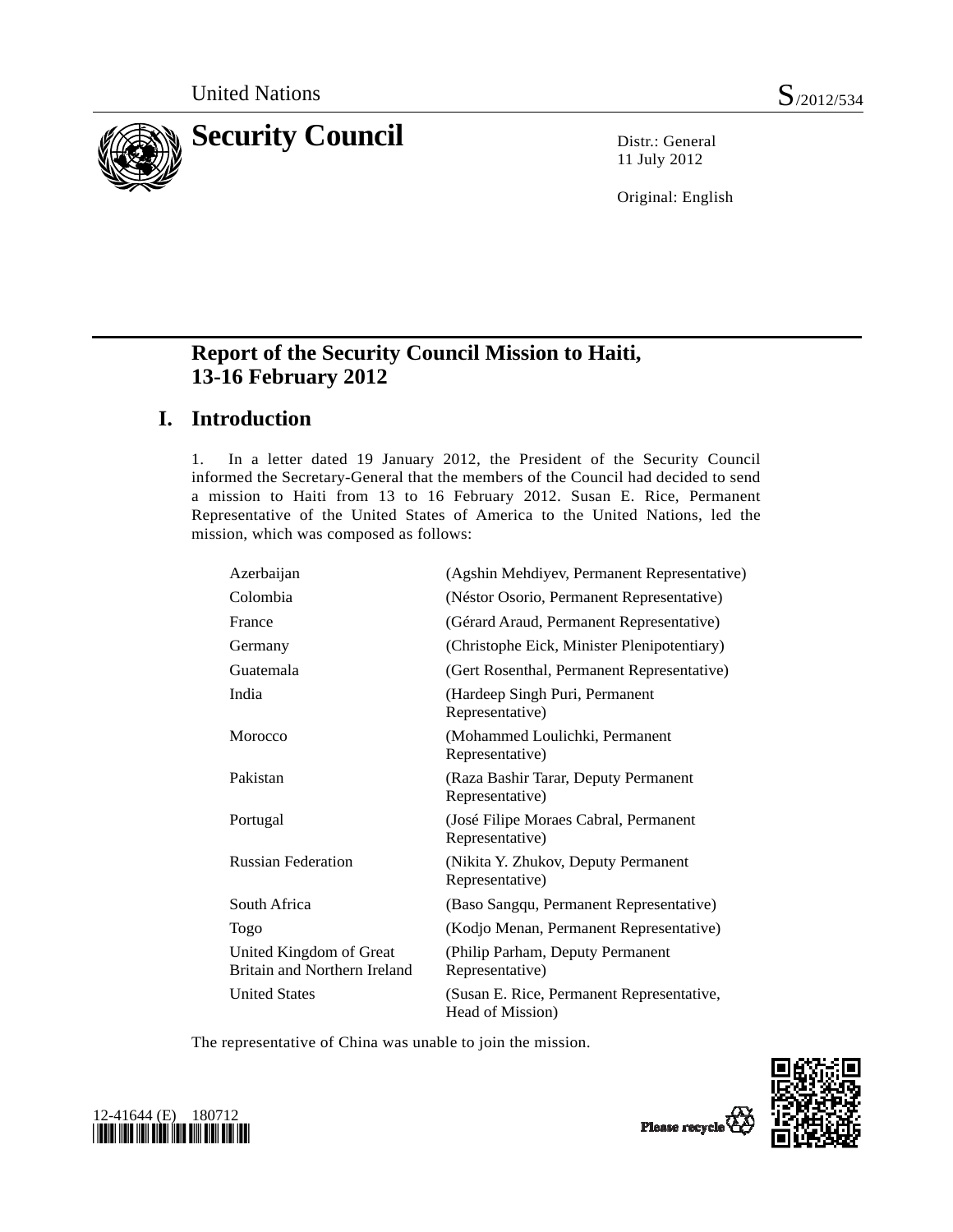United Nations S/2012/534

# Security Council

Distr.: General
11 July 2012

Original: English

## Report of the Security Council Mission to Haiti, 13-16 February 2012

## I. Introduction

1. In a letter dated 19 January 2012, the President of the Security Council informed the Secretary-General that the members of the Council had decided to send a mission to Haiti from 13 to 16 February 2012. Susan E. Rice, Permanent Representative of the United States of America to the United Nations, led the mission, which was composed as follows:

| | |
|---|---|
| Azerbaijan | (Agshin Mehdiyev, Permanent Representative) |
| Colombia | (Néstor Osorio, Permanent Representative) |
| France | (Gérard Araud, Permanent Representative) |
| Germany | (Christophe Eick, Minister Plenipotentiary) |
| Guatemala | (Gert Rosenthal, Permanent Representative) |
| India | (Hardeep Singh Puri, Permanent Representative) |
| Morocco | (Mohammed Loulichki, Permanent Representative) |
| Pakistan | (Raza Bashir Tarar, Deputy Permanent Representative) |
| Portugal | (José Filipe Moraes Cabral, Permanent Representative) |
| Russian Federation | (Nikita Y. Zhukov, Deputy Permanent Representative) |
| South Africa | (Baso Sangqu, Permanent Representative) |
| Togo | (Kodjo Menan, Permanent Representative) |
| United Kingdom of Great Britain and Northern Ireland | (Philip Parham, Deputy Permanent Representative) |
| United States | (Susan E. Rice, Permanent Representative, Head of Mission) |

The representative of China was unable to join the mission.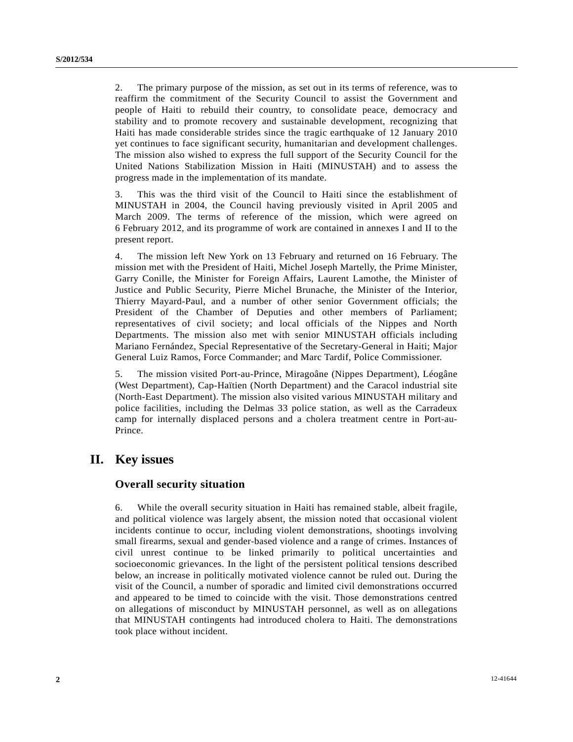2. The primary purpose of the mission, as set out in its terms of reference, was to reaffirm the commitment of the Security Council to assist the Government and people of Haiti to rebuild their country, to consolidate peace, democracy and stability and to promote recovery and sustainable development, recognizing that Haiti has made considerable strides since the tragic earthquake of 12 January 2010 yet continues to face significant security, humanitarian and development challenges. The mission also wished to express the full support of the Security Council for the United Nations Stabilization Mission in Haiti (MINUSTAH) and to assess the progress made in the implementation of its mandate.

3. This was the third visit of the Council to Haiti since the establishment of MINUSTAH in 2004, the Council having previously visited in April 2005 and March 2009. The terms of reference of the mission, which were agreed on 6 February 2012, and its programme of work are contained in annexes I and II to the present report.

4. The mission left New York on 13 February and returned on 16 February. The mission met with the President of Haiti, Michel Joseph Martelly, the Prime Minister, Garry Conille, the Minister for Foreign Affairs, Laurent Lamothe, the Minister of Justice and Public Security, Pierre Michel Brunache, the Minister of the Interior, Thierry Mayard-Paul, and a number of other senior Government officials; the President of the Chamber of Deputies and other members of Parliament; representatives of civil society; and local officials of the Nippes and North Departments. The mission also met with senior MINUSTAH officials including Mariano Fernández, Special Representative of the Secretary-General in Haiti; Major General Luiz Ramos, Force Commander; and Marc Tardif, Police Commissioner.

5. The mission visited Port-au-Prince, Miragoâne (Nippes Department), Léogâne (West Department), Cap-Haïtien (North Department) and the Caracol industrial site (North-East Department). The mission also visited various MINUSTAH military and police facilities, including the Delmas 33 police station, as well as the Carradeux camp for internally displaced persons and a cholera treatment centre in Port-au-Prince.

# II. Key issues

## Overall security situation

6. While the overall security situation in Haiti has remained stable, albeit fragile, and political violence was largely absent, the mission noted that occasional violent incidents continue to occur, including violent demonstrations, shootings involving small firearms, sexual and gender-based violence and a range of crimes. Instances of civil unrest continue to be linked primarily to political uncertainties and socioeconomic grievances. In the light of the persistent political tensions described below, an increase in politically motivated violence cannot be ruled out. During the visit of the Council, a number of sporadic and limited civil demonstrations occurred and appeared to be timed to coincide with the visit. Those demonstrations centred on allegations of misconduct by MINUSTAH personnel, as well as on allegations that MINUSTAH contingents had introduced cholera to Haiti. The demonstrations took place without incident.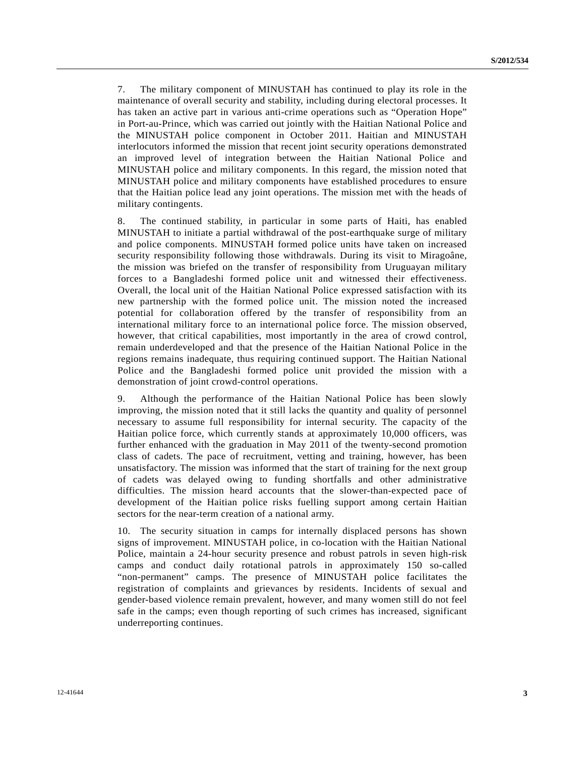7. The military component of MINUSTAH has continued to play its role in the maintenance of overall security and stability, including during electoral processes. It has taken an active part in various anti-crime operations such as "Operation Hope" in Port-au-Prince, which was carried out jointly with the Haitian National Police and the MINUSTAH police component in October 2011. Haitian and MINUSTAH interlocutors informed the mission that recent joint security operations demonstrated an improved level of integration between the Haitian National Police and MINUSTAH police and military components. In this regard, the mission noted that MINUSTAH police and military components have established procedures to ensure that the Haitian police lead any joint operations. The mission met with the heads of military contingents.

8. The continued stability, in particular in some parts of Haiti, has enabled MINUSTAH to initiate a partial withdrawal of the post-earthquake surge of military and police components. MINUSTAH formed police units have taken on increased security responsibility following those withdrawals. During its visit to Miragoâne, the mission was briefed on the transfer of responsibility from Uruguayan military forces to a Bangladeshi formed police unit and witnessed their effectiveness. Overall, the local unit of the Haitian National Police expressed satisfaction with its new partnership with the formed police unit. The mission noted the increased potential for collaboration offered by the transfer of responsibility from an international military force to an international police force. The mission observed, however, that critical capabilities, most importantly in the area of crowd control, remain underdeveloped and that the presence of the Haitian National Police in the regions remains inadequate, thus requiring continued support. The Haitian National Police and the Bangladeshi formed police unit provided the mission with a demonstration of joint crowd-control operations.

9. Although the performance of the Haitian National Police has been slowly improving, the mission noted that it still lacks the quantity and quality of personnel necessary to assume full responsibility for internal security. The capacity of the Haitian police force, which currently stands at approximately 10,000 officers, was further enhanced with the graduation in May 2011 of the twenty-second promotion class of cadets. The pace of recruitment, vetting and training, however, has been unsatisfactory. The mission was informed that the start of training for the next group of cadets was delayed owing to funding shortfalls and other administrative difficulties. The mission heard accounts that the slower-than-expected pace of development of the Haitian police risks fuelling support among certain Haitian sectors for the near-term creation of a national army.

10. The security situation in camps for internally displaced persons has shown signs of improvement. MINUSTAH police, in co-location with the Haitian National Police, maintain a 24-hour security presence and robust patrols in seven high-risk camps and conduct daily rotational patrols in approximately 150 so-called "non-permanent" camps. The presence of MINUSTAH police facilitates the registration of complaints and grievances by residents. Incidents of sexual and gender-based violence remain prevalent, however, and many women still do not feel safe in the camps; even though reporting of such crimes has increased, significant underreporting continues.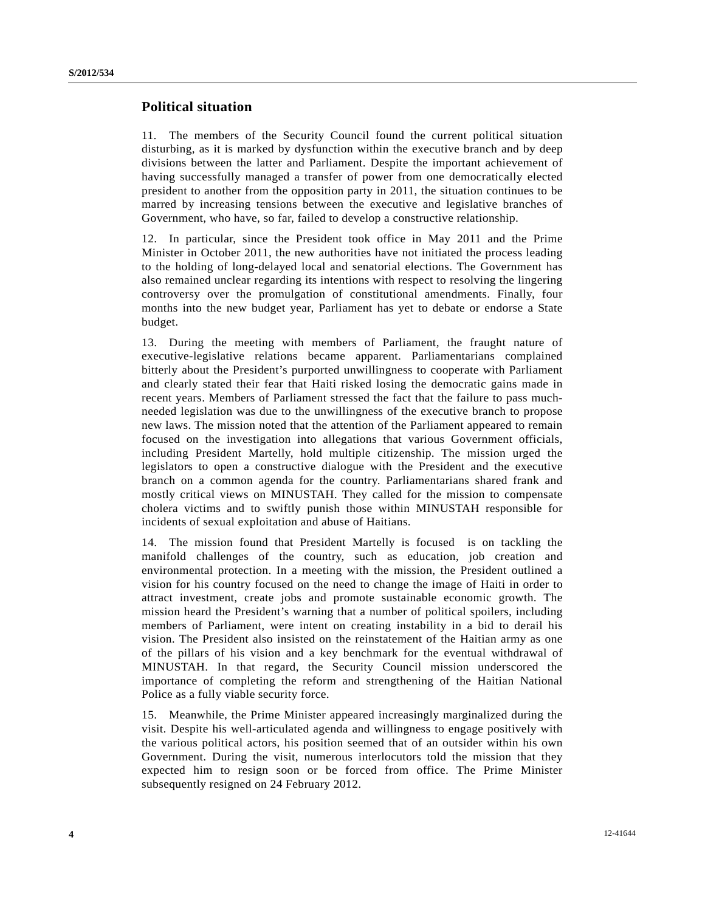## Political situation

11. The members of the Security Council found the current political situation disturbing, as it is marked by dysfunction within the executive branch and by deep divisions between the latter and Parliament. Despite the important achievement of having successfully managed a transfer of power from one democratically elected president to another from the opposition party in 2011, the situation continues to be marred by increasing tensions between the executive and legislative branches of Government, who have, so far, failed to develop a constructive relationship.

12. In particular, since the President took office in May 2011 and the Prime Minister in October 2011, the new authorities have not initiated the process leading to the holding of long-delayed local and senatorial elections. The Government has also remained unclear regarding its intentions with respect to resolving the lingering controversy over the promulgation of constitutional amendments. Finally, four months into the new budget year, Parliament has yet to debate or endorse a State budget.

13. During the meeting with members of Parliament, the fraught nature of executive-legislative relations became apparent. Parliamentarians complained bitterly about the President's purported unwillingness to cooperate with Parliament and clearly stated their fear that Haiti risked losing the democratic gains made in recent years. Members of Parliament stressed the fact that the failure to pass much-needed legislation was due to the unwillingness of the executive branch to propose new laws. The mission noted that the attention of the Parliament appeared to remain focused on the investigation into allegations that various Government officials, including President Martelly, hold multiple citizenship. The mission urged the legislators to open a constructive dialogue with the President and the executive branch on a common agenda for the country. Parliamentarians shared frank and mostly critical views on MINUSTAH. They called for the mission to compensate cholera victims and to swiftly punish those within MINUSTAH responsible for incidents of sexual exploitation and abuse of Haitians.

14. The mission found that President Martelly is focused is on tackling the manifold challenges of the country, such as education, job creation and environmental protection. In a meeting with the mission, the President outlined a vision for his country focused on the need to change the image of Haiti in order to attract investment, create jobs and promote sustainable economic growth. The mission heard the President's warning that a number of political spoilers, including members of Parliament, were intent on creating instability in a bid to derail his vision. The President also insisted on the reinstatement of the Haitian army as one of the pillars of his vision and a key benchmark for the eventual withdrawal of MINUSTAH. In that regard, the Security Council mission underscored the importance of completing the reform and strengthening of the Haitian National Police as a fully viable security force.

15. Meanwhile, the Prime Minister appeared increasingly marginalized during the visit. Despite his well-articulated agenda and willingness to engage positively with the various political actors, his position seemed that of an outsider within his own Government. During the visit, numerous interlocutors told the mission that they expected him to resign soon or be forced from office. The Prime Minister subsequently resigned on 24 February 2012.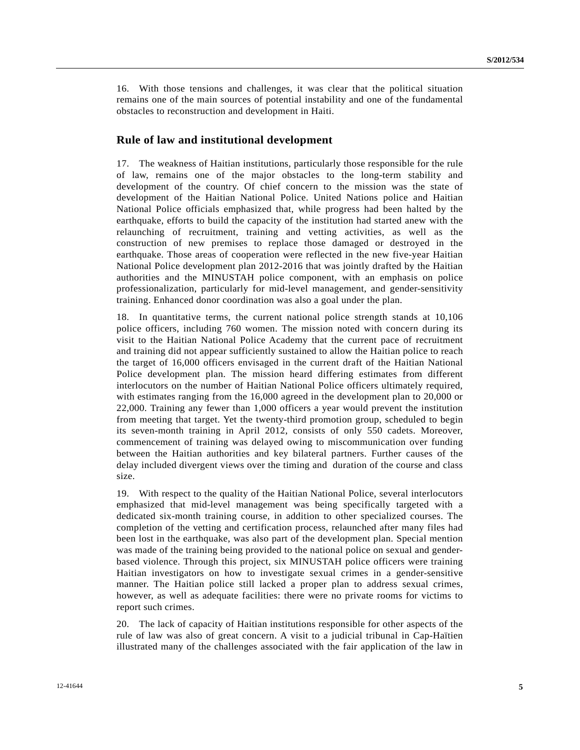16. With those tensions and challenges, it was clear that the political situation remains one of the main sources of potential instability and one of the fundamental obstacles to reconstruction and development in Haiti.

## Rule of law and institutional development

17. The weakness of Haitian institutions, particularly those responsible for the rule of law, remains one of the major obstacles to the long-term stability and development of the country. Of chief concern to the mission was the state of development of the Haitian National Police. United Nations police and Haitian National Police officials emphasized that, while progress had been halted by the earthquake, efforts to build the capacity of the institution had started anew with the relaunching of recruitment, training and vetting activities, as well as the construction of new premises to replace those damaged or destroyed in the earthquake. Those areas of cooperation were reflected in the new five-year Haitian National Police development plan 2012-2016 that was jointly drafted by the Haitian authorities and the MINUSTAH police component, with an emphasis on police professionalization, particularly for mid-level management, and gender-sensitivity training. Enhanced donor coordination was also a goal under the plan.

18. In quantitative terms, the current national police strength stands at 10,106 police officers, including 760 women. The mission noted with concern during its visit to the Haitian National Police Academy that the current pace of recruitment and training did not appear sufficiently sustained to allow the Haitian police to reach the target of 16,000 officers envisaged in the current draft of the Haitian National Police development plan. The mission heard differing estimates from different interlocutors on the number of Haitian National Police officers ultimately required, with estimates ranging from the 16,000 agreed in the development plan to 20,000 or 22,000. Training any fewer than 1,000 officers a year would prevent the institution from meeting that target. Yet the twenty-third promotion group, scheduled to begin its seven-month training in April 2012, consists of only 550 cadets. Moreover, commencement of training was delayed owing to miscommunication over funding between the Haitian authorities and key bilateral partners. Further causes of the delay included divergent views over the timing and duration of the course and class size.

19. With respect to the quality of the Haitian National Police, several interlocutors emphasized that mid-level management was being specifically targeted with a dedicated six-month training course, in addition to other specialized courses. The completion of the vetting and certification process, relaunched after many files had been lost in the earthquake, was also part of the development plan. Special mention was made of the training being provided to the national police on sexual and gender-based violence. Through this project, six MINUSTAH police officers were training Haitian investigators on how to investigate sexual crimes in a gender-sensitive manner. The Haitian police still lacked a proper plan to address sexual crimes, however, as well as adequate facilities: there were no private rooms for victims to report such crimes.

20. The lack of capacity of Haitian institutions responsible for other aspects of the rule of law was also of great concern. A visit to a judicial tribunal in Cap-Haïtien illustrated many of the challenges associated with the fair application of the law in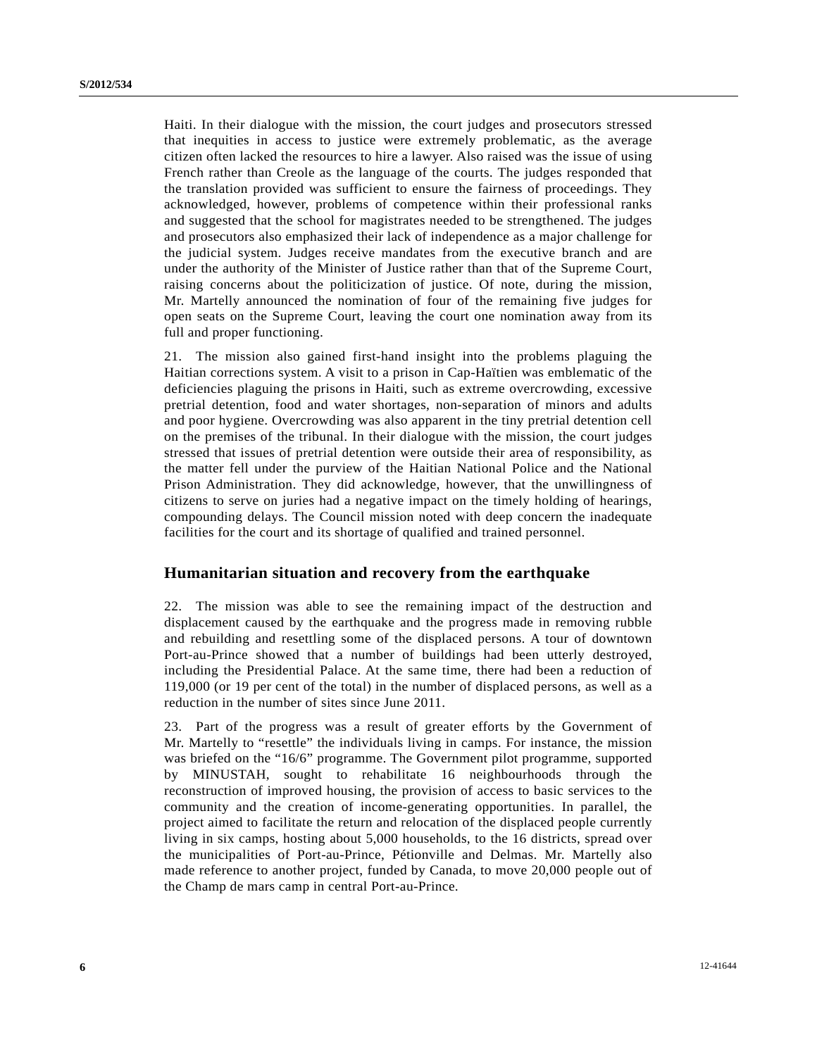Haiti. In their dialogue with the mission, the court judges and prosecutors stressed that inequities in access to justice were extremely problematic, as the average citizen often lacked the resources to hire a lawyer. Also raised was the issue of using French rather than Creole as the language of the courts. The judges responded that the translation provided was sufficient to ensure the fairness of proceedings. They acknowledged, however, problems of competence within their professional ranks and suggested that the school for magistrates needed to be strengthened. The judges and prosecutors also emphasized their lack of independence as a major challenge for the judicial system. Judges receive mandates from the executive branch and are under the authority of the Minister of Justice rather than that of the Supreme Court, raising concerns about the politicization of justice. Of note, during the mission, Mr. Martelly announced the nomination of four of the remaining five judges for open seats on the Supreme Court, leaving the court one nomination away from its full and proper functioning.

21. The mission also gained first-hand insight into the problems plaguing the Haitian corrections system. A visit to a prison in Cap-Haïtien was emblematic of the deficiencies plaguing the prisons in Haiti, such as extreme overcrowding, excessive pretrial detention, food and water shortages, non-separation of minors and adults and poor hygiene. Overcrowding was also apparent in the tiny pretrial detention cell on the premises of the tribunal. In their dialogue with the mission, the court judges stressed that issues of pretrial detention were outside their area of responsibility, as the matter fell under the purview of the Haitian National Police and the National Prison Administration. They did acknowledge, however, that the unwillingness of citizens to serve on juries had a negative impact on the timely holding of hearings, compounding delays. The Council mission noted with deep concern the inadequate facilities for the court and its shortage of qualified and trained personnel.

## Humanitarian situation and recovery from the earthquake

22. The mission was able to see the remaining impact of the destruction and displacement caused by the earthquake and the progress made in removing rubble and rebuilding and resettling some of the displaced persons. A tour of downtown Port-au-Prince showed that a number of buildings had been utterly destroyed, including the Presidential Palace. At the same time, there had been a reduction of 119,000 (or 19 per cent of the total) in the number of displaced persons, as well as a reduction in the number of sites since June 2011.

23. Part of the progress was a result of greater efforts by the Government of Mr. Martelly to "resettle" the individuals living in camps. For instance, the mission was briefed on the "16/6" programme. The Government pilot programme, supported by MINUSTAH, sought to rehabilitate 16 neighbourhoods through the reconstruction of improved housing, the provision of access to basic services to the community and the creation of income-generating opportunities. In parallel, the project aimed to facilitate the return and relocation of the displaced people currently living in six camps, hosting about 5,000 households, to the 16 districts, spread over the municipalities of Port-au-Prince, Pétionville and Delmas. Mr. Martelly also made reference to another project, funded by Canada, to move 20,000 people out of the Champ de mars camp in central Port-au-Prince.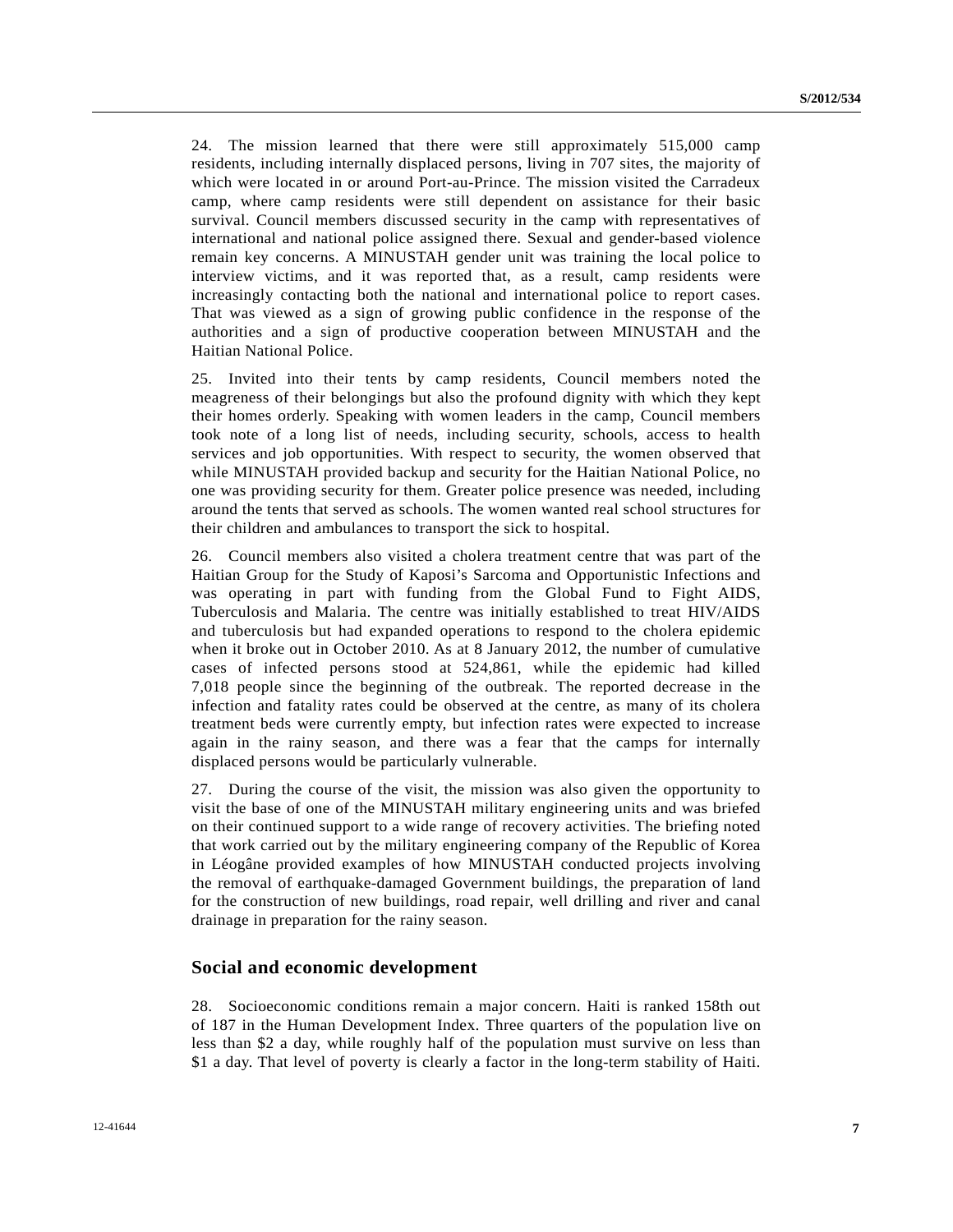24. The mission learned that there were still approximately 515,000 camp residents, including internally displaced persons, living in 707 sites, the majority of which were located in or around Port-au-Prince. The mission visited the Carradeux camp, where camp residents were still dependent on assistance for their basic survival. Council members discussed security in the camp with representatives of international and national police assigned there. Sexual and gender-based violence remain key concerns. A MINUSTAH gender unit was training the local police to interview victims, and it was reported that, as a result, camp residents were increasingly contacting both the national and international police to report cases. That was viewed as a sign of growing public confidence in the response of the authorities and a sign of productive cooperation between MINUSTAH and the Haitian National Police.

25. Invited into their tents by camp residents, Council members noted the meagreness of their belongings but also the profound dignity with which they kept their homes orderly. Speaking with women leaders in the camp, Council members took note of a long list of needs, including security, schools, access to health services and job opportunities. With respect to security, the women observed that while MINUSTAH provided backup and security for the Haitian National Police, no one was providing security for them. Greater police presence was needed, including around the tents that served as schools. The women wanted real school structures for their children and ambulances to transport the sick to hospital.

26. Council members also visited a cholera treatment centre that was part of the Haitian Group for the Study of Kaposi's Sarcoma and Opportunistic Infections and was operating in part with funding from the Global Fund to Fight AIDS, Tuberculosis and Malaria. The centre was initially established to treat HIV/AIDS and tuberculosis but had expanded operations to respond to the cholera epidemic when it broke out in October 2010. As at 8 January 2012, the number of cumulative cases of infected persons stood at 524,861, while the epidemic had killed 7,018 people since the beginning of the outbreak. The reported decrease in the infection and fatality rates could be observed at the centre, as many of its cholera treatment beds were currently empty, but infection rates were expected to increase again in the rainy season, and there was a fear that the camps for internally displaced persons would be particularly vulnerable.

27. During the course of the visit, the mission was also given the opportunity to visit the base of one of the MINUSTAH military engineering units and was briefed on their continued support to a wide range of recovery activities. The briefing noted that work carried out by the military engineering company of the Republic of Korea in Léogâne provided examples of how MINUSTAH conducted projects involving the removal of earthquake-damaged Government buildings, the preparation of land for the construction of new buildings, road repair, well drilling and river and canal drainage in preparation for the rainy season.

## Social and economic development

28. Socioeconomic conditions remain a major concern. Haiti is ranked 158th out of 187 in the Human Development Index. Three quarters of the population live on less than $2 a day, while roughly half of the population must survive on less than $1 a day. That level of poverty is clearly a factor in the long-term stability of Haiti.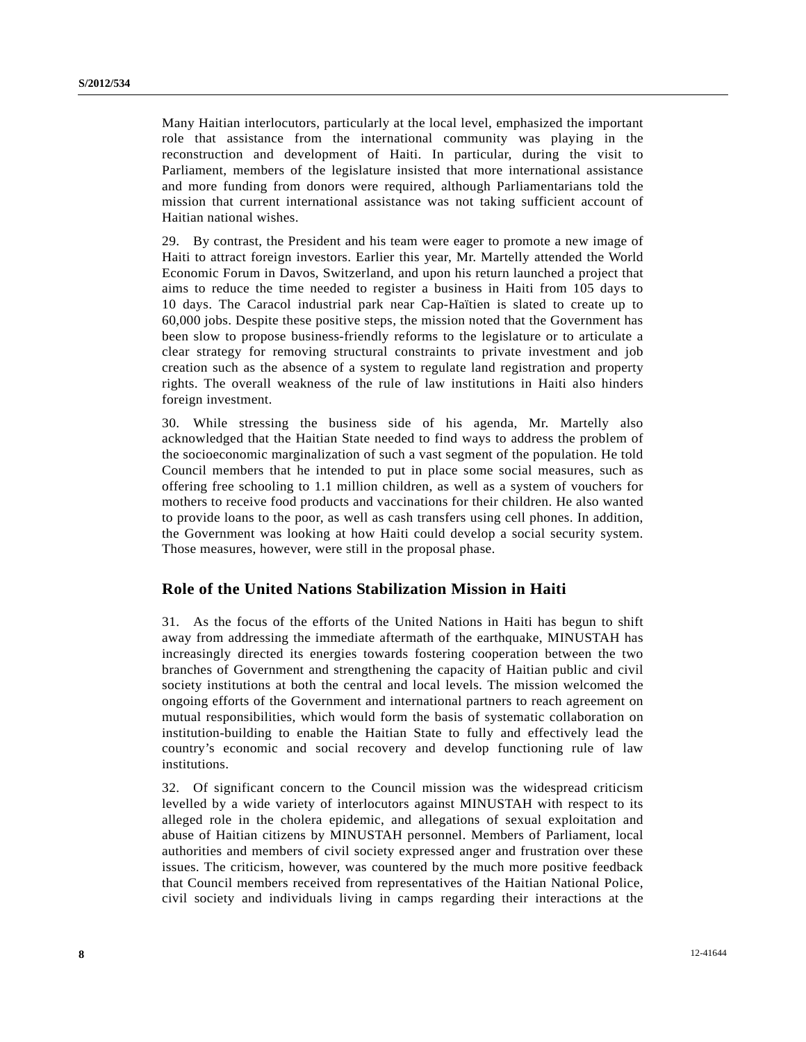Many Haitian interlocutors, particularly at the local level, emphasized the important role that assistance from the international community was playing in the reconstruction and development of Haiti. In particular, during the visit to Parliament, members of the legislature insisted that more international assistance and more funding from donors were required, although Parliamentarians told the mission that current international assistance was not taking sufficient account of Haitian national wishes.

29. By contrast, the President and his team were eager to promote a new image of Haiti to attract foreign investors. Earlier this year, Mr. Martelly attended the World Economic Forum in Davos, Switzerland, and upon his return launched a project that aims to reduce the time needed to register a business in Haiti from 105 days to 10 days. The Caracol industrial park near Cap-Haïtien is slated to create up to 60,000 jobs. Despite these positive steps, the mission noted that the Government has been slow to propose business-friendly reforms to the legislature or to articulate a clear strategy for removing structural constraints to private investment and job creation such as the absence of a system to regulate land registration and property rights. The overall weakness of the rule of law institutions in Haiti also hinders foreign investment.

30. While stressing the business side of his agenda, Mr. Martelly also acknowledged that the Haitian State needed to find ways to address the problem of the socioeconomic marginalization of such a vast segment of the population. He told Council members that he intended to put in place some social measures, such as offering free schooling to 1.1 million children, as well as a system of vouchers for mothers to receive food products and vaccinations for their children. He also wanted to provide loans to the poor, as well as cash transfers using cell phones. In addition, the Government was looking at how Haiti could develop a social security system. Those measures, however, were still in the proposal phase.

## Role of the United Nations Stabilization Mission in Haiti

31. As the focus of the efforts of the United Nations in Haiti has begun to shift away from addressing the immediate aftermath of the earthquake, MINUSTAH has increasingly directed its energies towards fostering cooperation between the two branches of Government and strengthening the capacity of Haitian public and civil society institutions at both the central and local levels. The mission welcomed the ongoing efforts of the Government and international partners to reach agreement on mutual responsibilities, which would form the basis of systematic collaboration on institution-building to enable the Haitian State to fully and effectively lead the country's economic and social recovery and develop functioning rule of law institutions.

32. Of significant concern to the Council mission was the widespread criticism levelled by a wide variety of interlocutors against MINUSTAH with respect to its alleged role in the cholera epidemic, and allegations of sexual exploitation and abuse of Haitian citizens by MINUSTAH personnel. Members of Parliament, local authorities and members of civil society expressed anger and frustration over these issues. The criticism, however, was countered by the much more positive feedback that Council members received from representatives of the Haitian National Police, civil society and individuals living in camps regarding their interactions at the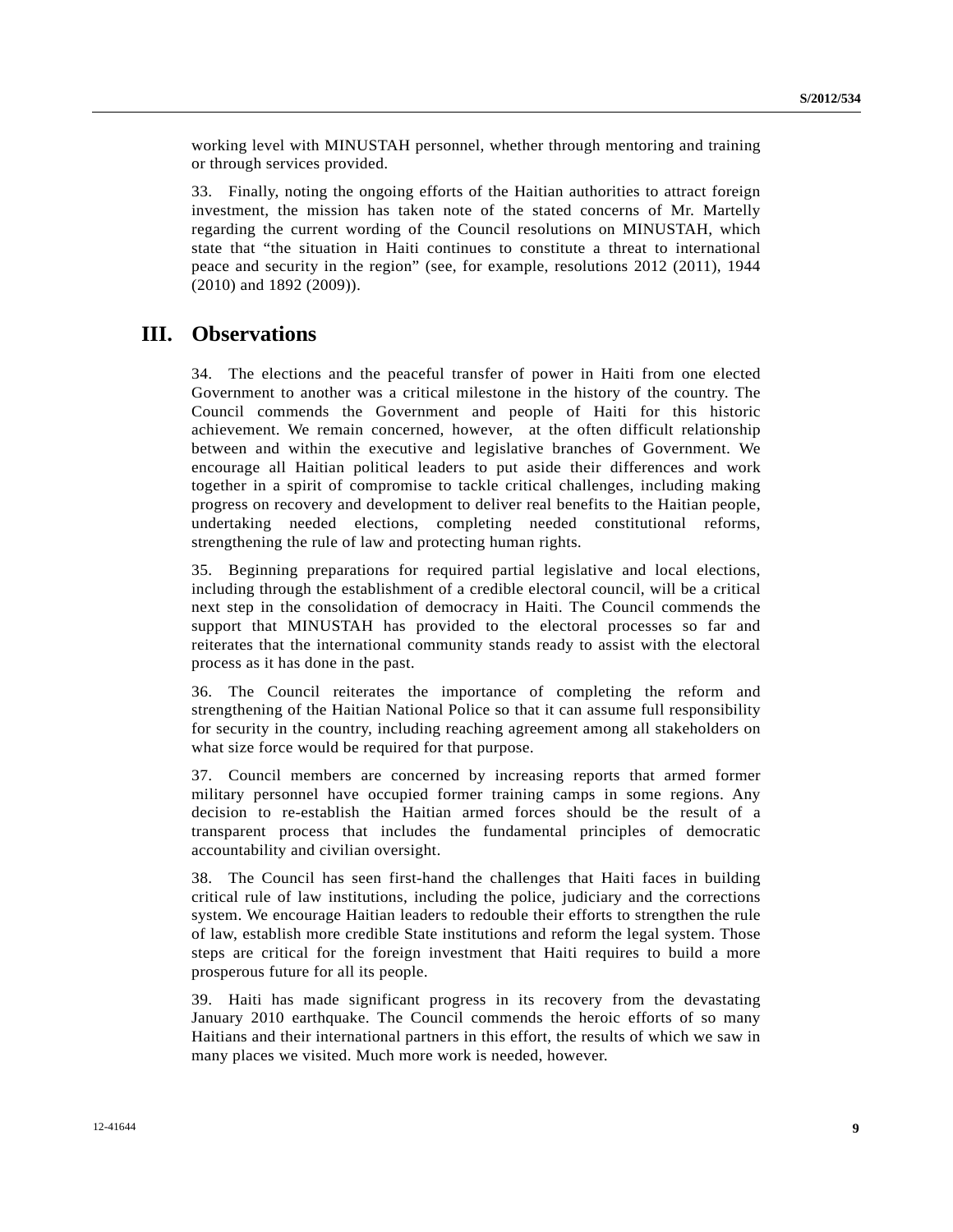working level with MINUSTAH personnel, whether through mentoring and training or through services provided.

33. Finally, noting the ongoing efforts of the Haitian authorities to attract foreign investment, the mission has taken note of the stated concerns of Mr. Martelly regarding the current wording of the Council resolutions on MINUSTAH, which state that "the situation in Haiti continues to constitute a threat to international peace and security in the region" (see, for example, resolutions 2012 (2011), 1944 (2010) and 1892 (2009)).

## III. Observations

34. The elections and the peaceful transfer of power in Haiti from one elected Government to another was a critical milestone in the history of the country. The Council commends the Government and people of Haiti for this historic achievement. We remain concerned, however, at the often difficult relationship between and within the executive and legislative branches of Government. We encourage all Haitian political leaders to put aside their differences and work together in a spirit of compromise to tackle critical challenges, including making progress on recovery and development to deliver real benefits to the Haitian people, undertaking needed elections, completing needed constitutional reforms, strengthening the rule of law and protecting human rights.

35. Beginning preparations for required partial legislative and local elections, including through the establishment of a credible electoral council, will be a critical next step in the consolidation of democracy in Haiti. The Council commends the support that MINUSTAH has provided to the electoral processes so far and reiterates that the international community stands ready to assist with the electoral process as it has done in the past.

36. The Council reiterates the importance of completing the reform and strengthening of the Haitian National Police so that it can assume full responsibility for security in the country, including reaching agreement among all stakeholders on what size force would be required for that purpose.

37. Council members are concerned by increasing reports that armed former military personnel have occupied former training camps in some regions. Any decision to re-establish the Haitian armed forces should be the result of a transparent process that includes the fundamental principles of democratic accountability and civilian oversight.

38. The Council has seen first-hand the challenges that Haiti faces in building critical rule of law institutions, including the police, judiciary and the corrections system. We encourage Haitian leaders to redouble their efforts to strengthen the rule of law, establish more credible State institutions and reform the legal system. Those steps are critical for the foreign investment that Haiti requires to build a more prosperous future for all its people.

39. Haiti has made significant progress in its recovery from the devastating January 2010 earthquake. The Council commends the heroic efforts of so many Haitians and their international partners in this effort, the results of which we saw in many places we visited. Much more work is needed, however.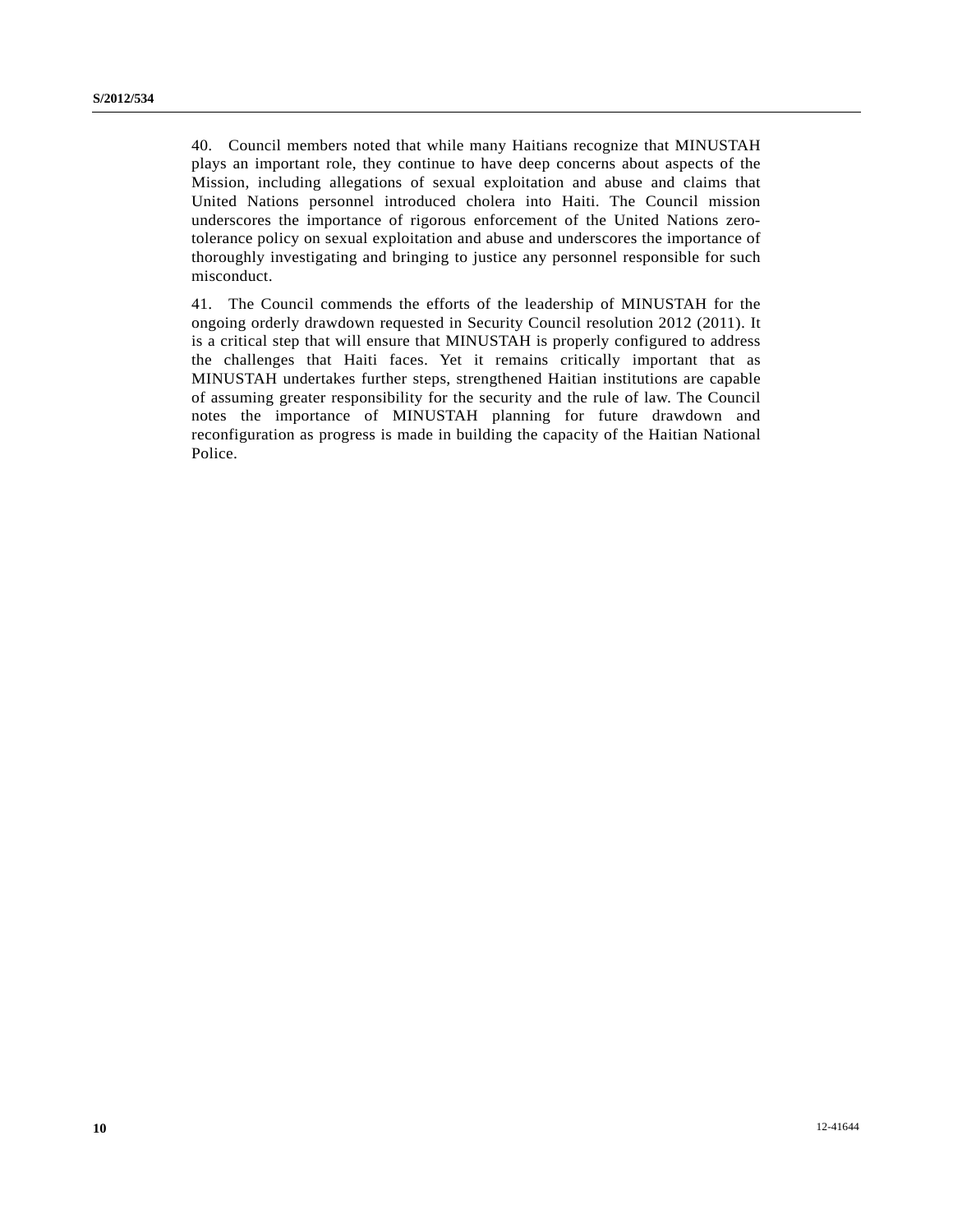40. Council members noted that while many Haitians recognize that MINUSTAH plays an important role, they continue to have deep concerns about aspects of the Mission, including allegations of sexual exploitation and abuse and claims that United Nations personnel introduced cholera into Haiti. The Council mission underscores the importance of rigorous enforcement of the United Nations zero-tolerance policy on sexual exploitation and abuse and underscores the importance of thoroughly investigating and bringing to justice any personnel responsible for such misconduct.

41. The Council commends the efforts of the leadership of MINUSTAH for the ongoing orderly drawdown requested in Security Council resolution 2012 (2011). It is a critical step that will ensure that MINUSTAH is properly configured to address the challenges that Haiti faces. Yet it remains critically important that as MINUSTAH undertakes further steps, strengthened Haitian institutions are capable of assuming greater responsibility for the security and the rule of law. The Council notes the importance of MINUSTAH planning for future drawdown and reconfiguration as progress is made in building the capacity of the Haitian National Police.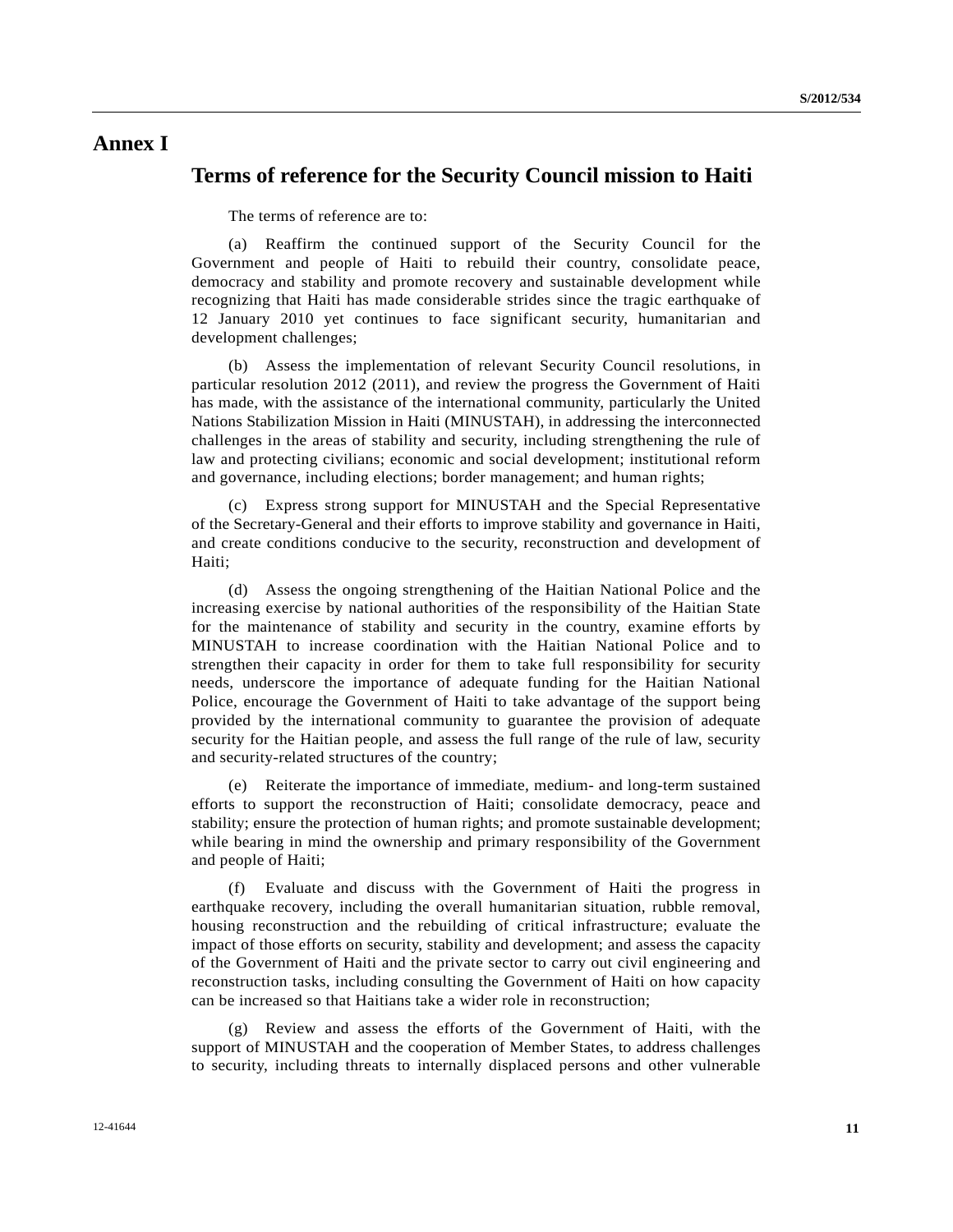# Annex I

## Terms of reference for the Security Council mission to Haiti

The terms of reference are to:

(a) Reaffirm the continued support of the Security Council for the Government and people of Haiti to rebuild their country, consolidate peace, democracy and stability and promote recovery and sustainable development while recognizing that Haiti has made considerable strides since the tragic earthquake of 12 January 2010 yet continues to face significant security, humanitarian and development challenges;

(b) Assess the implementation of relevant Security Council resolutions, in particular resolution 2012 (2011), and review the progress the Government of Haiti has made, with the assistance of the international community, particularly the United Nations Stabilization Mission in Haiti (MINUSTAH), in addressing the interconnected challenges in the areas of stability and security, including strengthening the rule of law and protecting civilians; economic and social development; institutional reform and governance, including elections; border management; and human rights;

(c) Express strong support for MINUSTAH and the Special Representative of the Secretary-General and their efforts to improve stability and governance in Haiti, and create conditions conducive to the security, reconstruction and development of Haiti;

(d) Assess the ongoing strengthening of the Haitian National Police and the increasing exercise by national authorities of the responsibility of the Haitian State for the maintenance of stability and security in the country, examine efforts by MINUSTAH to increase coordination with the Haitian National Police and to strengthen their capacity in order for them to take full responsibility for security needs, underscore the importance of adequate funding for the Haitian National Police, encourage the Government of Haiti to take advantage of the support being provided by the international community to guarantee the provision of adequate security for the Haitian people, and assess the full range of the rule of law, security and security-related structures of the country;

(e) Reiterate the importance of immediate, medium- and long-term sustained efforts to support the reconstruction of Haiti; consolidate democracy, peace and stability; ensure the protection of human rights; and promote sustainable development; while bearing in mind the ownership and primary responsibility of the Government and people of Haiti;

(f) Evaluate and discuss with the Government of Haiti the progress in earthquake recovery, including the overall humanitarian situation, rubble removal, housing reconstruction and the rebuilding of critical infrastructure; evaluate the impact of those efforts on security, stability and development; and assess the capacity of the Government of Haiti and the private sector to carry out civil engineering and reconstruction tasks, including consulting the Government of Haiti on how capacity can be increased so that Haitians take a wider role in reconstruction;

(g) Review and assess the efforts of the Government of Haiti, with the support of MINUSTAH and the cooperation of Member States, to address challenges to security, including threats to internally displaced persons and other vulnerable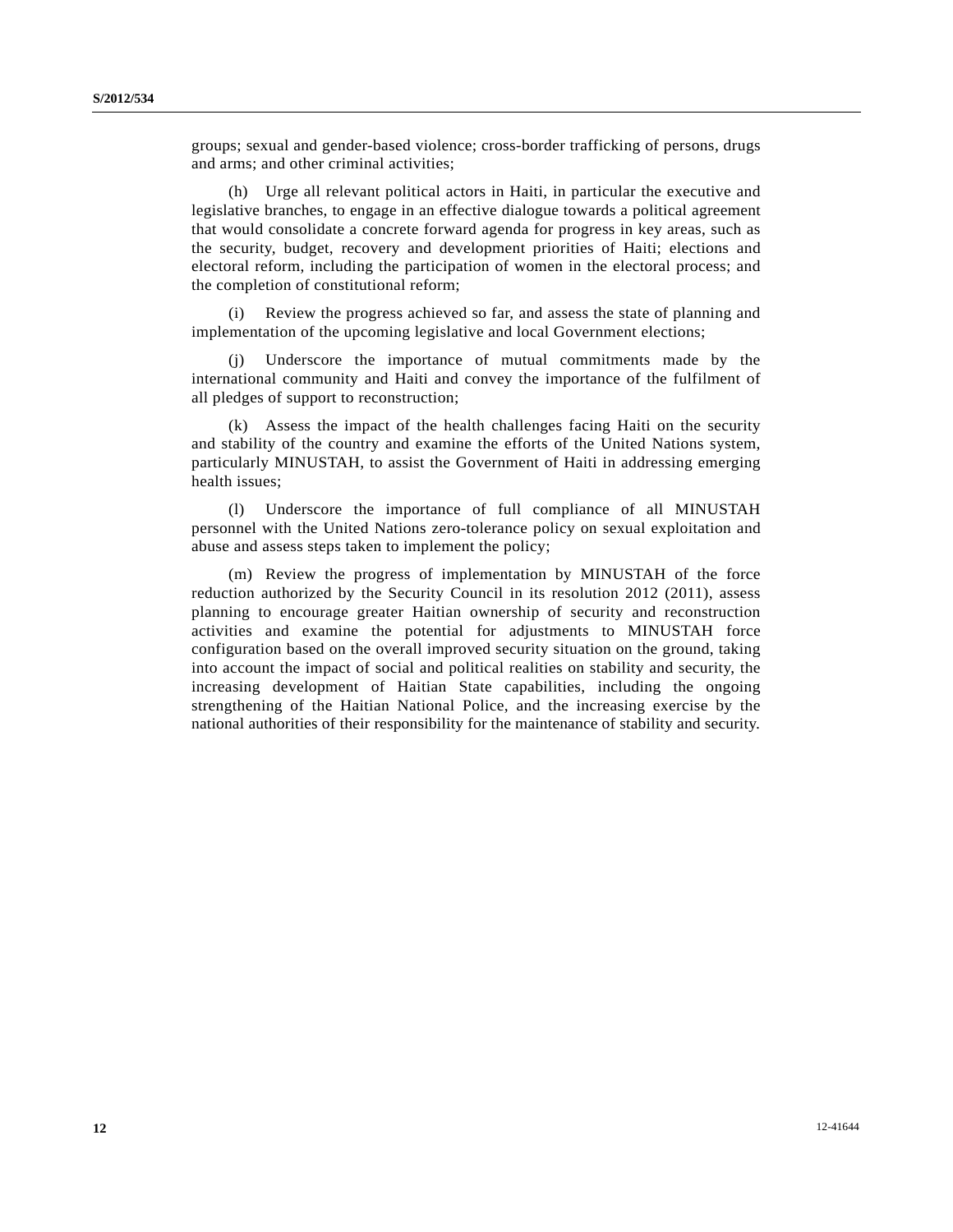groups; sexual and gender-based violence; cross-border trafficking of persons, drugs and arms; and other criminal activities;

(h) Urge all relevant political actors in Haiti, in particular the executive and legislative branches, to engage in an effective dialogue towards a political agreement that would consolidate a concrete forward agenda for progress in key areas, such as the security, budget, recovery and development priorities of Haiti; elections and electoral reform, including the participation of women in the electoral process; and the completion of constitutional reform;

(i) Review the progress achieved so far, and assess the state of planning and implementation of the upcoming legislative and local Government elections;

(j) Underscore the importance of mutual commitments made by the international community and Haiti and convey the importance of the fulfilment of all pledges of support to reconstruction;

(k) Assess the impact of the health challenges facing Haiti on the security and stability of the country and examine the efforts of the United Nations system, particularly MINUSTAH, to assist the Government of Haiti in addressing emerging health issues;

(l) Underscore the importance of full compliance of all MINUSTAH personnel with the United Nations zero-tolerance policy on sexual exploitation and abuse and assess steps taken to implement the policy;

(m) Review the progress of implementation by MINUSTAH of the force reduction authorized by the Security Council in its resolution 2012 (2011), assess planning to encourage greater Haitian ownership of security and reconstruction activities and examine the potential for adjustments to MINUSTAH force configuration based on the overall improved security situation on the ground, taking into account the impact of social and political realities on stability and security, the increasing development of Haitian State capabilities, including the ongoing strengthening of the Haitian National Police, and the increasing exercise by the national authorities of their responsibility for the maintenance of stability and security.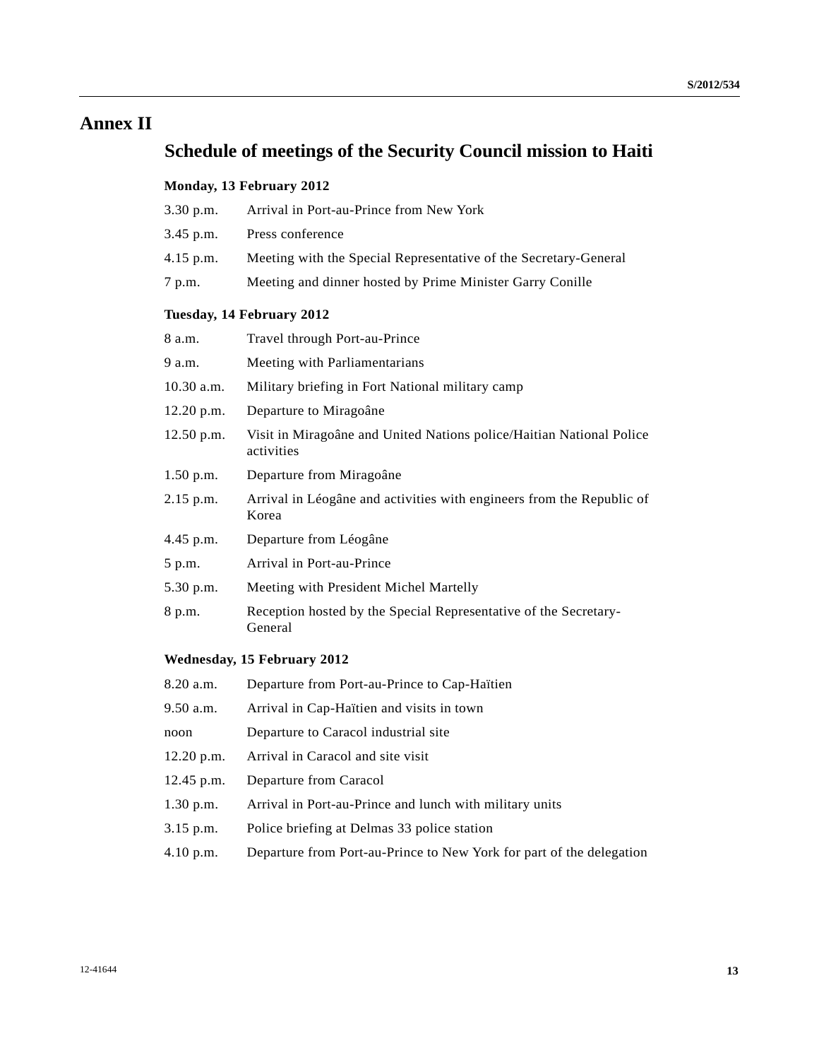# Annex II

## Schedule of meetings of the Security Council mission to Haiti

### Monday, 13 February 2012

| | |
|---|---|
| 3.30 p.m. | Arrival in Port-au-Prince from New York |
| 3.45 p.m. | Press conference |
| 4.15 p.m. | Meeting with the Special Representative of the Secretary-General |
| 7 p.m. | Meeting and dinner hosted by Prime Minister Garry Conille |

### Tuesday, 14 February 2012

| | |
|---|---|
| 8 a.m. | Travel through Port-au-Prince |
| 9 a.m. | Meeting with Parliamentarians |
| 10.30 a.m. | Military briefing in Fort National military camp |
| 12.20 p.m. | Departure to Miragoâne |
| 12.50 p.m. | Visit in Miragoâne and United Nations police/Haitian National Police activities |
| 1.50 p.m. | Departure from Miragoâne |
| 2.15 p.m. | Arrival in Léogâne and activities with engineers from the Republic of Korea |
| 4.45 p.m. | Departure from Léogâne |
| 5 p.m. | Arrival in Port-au-Prince |
| 5.30 p.m. | Meeting with President Michel Martelly |
| 8 p.m. | Reception hosted by the Special Representative of the Secretary-General |

### Wednesday, 15 February 2012

| | |
|---|---|
| 8.20 a.m. | Departure from Port-au-Prince to Cap-Haïtien |
| 9.50 a.m. | Arrival in Cap-Haïtien and visits in town |
| noon | Departure to Caracol industrial site |
| 12.20 p.m. | Arrival in Caracol and site visit |
| 12.45 p.m. | Departure from Caracol |
| 1.30 p.m. | Arrival in Port-au-Prince and lunch with military units |
| 3.15 p.m. | Police briefing at Delmas 33 police station |
| 4.10 p.m. | Departure from Port-au-Prince to New York for part of the delegation |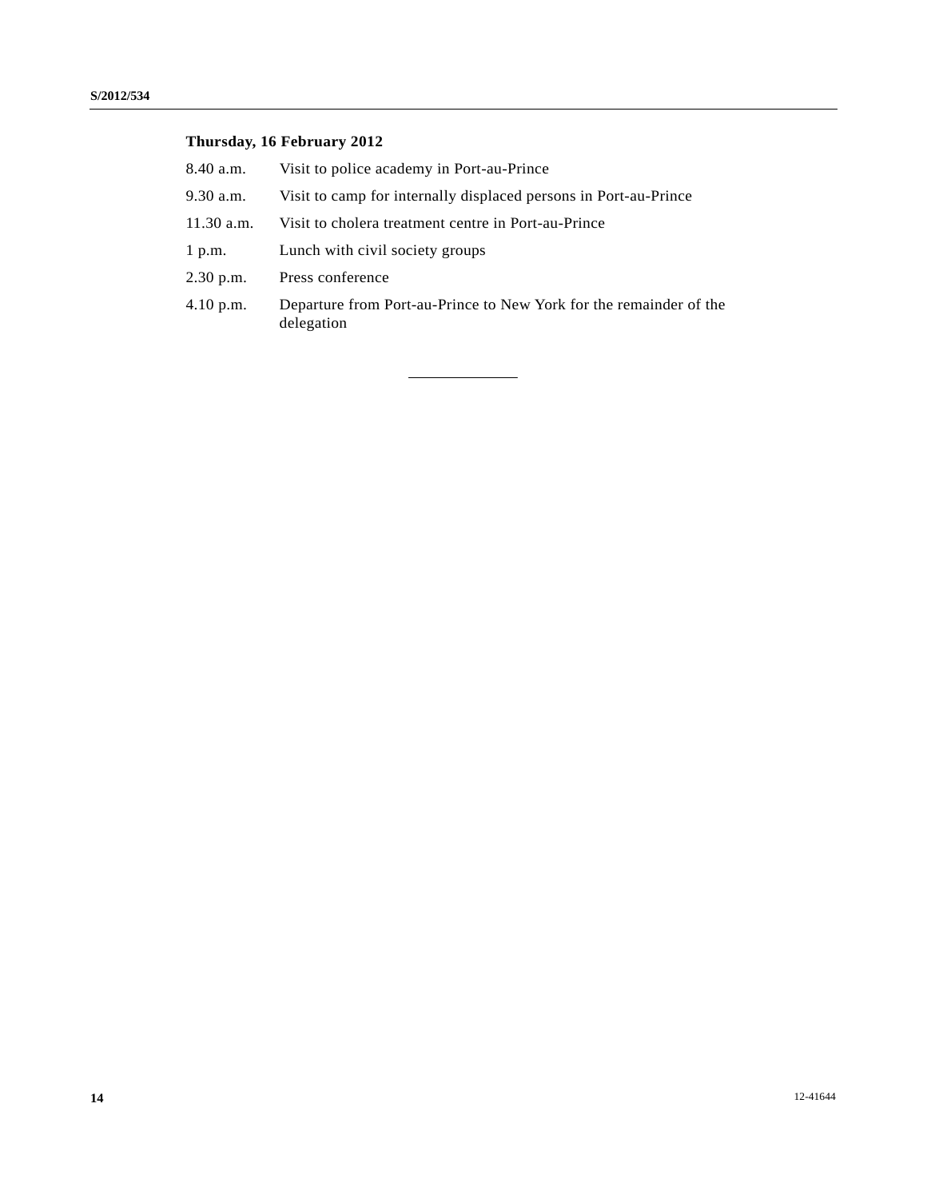**Thursday, 16 February 2012**

| | |
|---|---|
| 8.40 a.m. | Visit to police academy in Port-au-Prince |
| 9.30 a.m. | Visit to camp for internally displaced persons in Port-au-Prince |
| 11.30 a.m. | Visit to cholera treatment centre in Port-au-Prince |
| 1 p.m. | Lunch with civil society groups |
| 2.30 p.m. | Press conference |
| 4.10 p.m. | Departure from Port-au-Prince to New York for the remainder of the delegation |